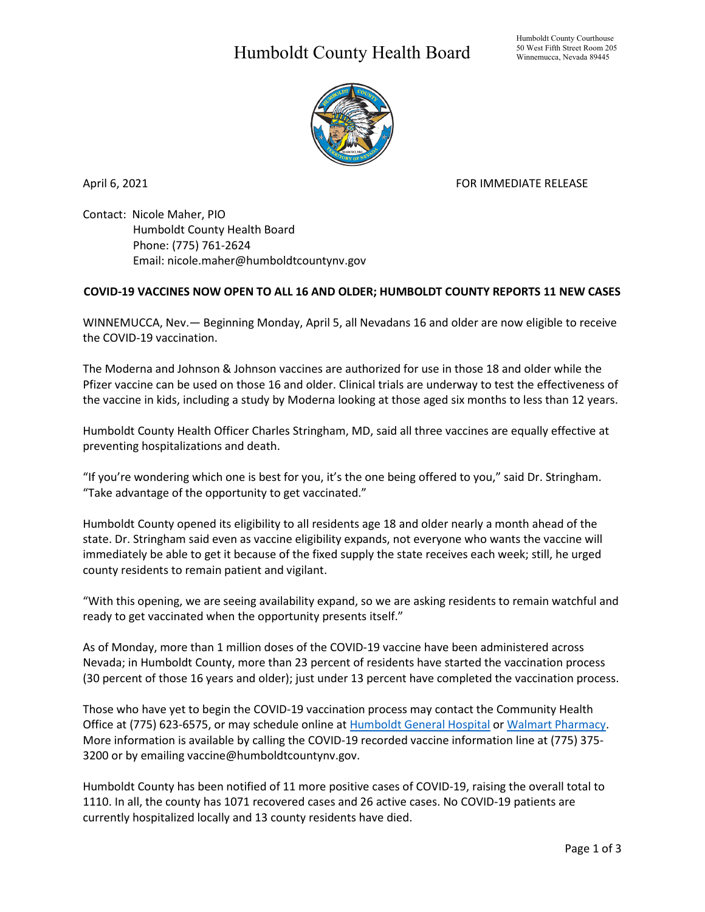# Humboldt County Health Board

Humboldt County Courthouse
50 West Fifth Street Room 205
Winnemucca, Nevada 89445

April 6, 2021 FOR IMMEDIATE RELEASE

Contact: Nicole Maher, PIO
Humboldt County Health Board
Phone: (775) 761-2624
Email: nicole.maher@humboldtcountynv.gov

**COVID-19 VACCINES NOW OPEN TO ALL 16 AND OLDER; HUMBOLDT COUNTY REPORTS 11 NEW CASES**

WINNEMUCCA, Nev.— Beginning Monday, April 5, all Nevadans 16 and older are now eligible to receive the COVID-19 vaccination.

The Moderna and Johnson & Johnson vaccines are authorized for use in those 18 and older while the Pfizer vaccine can be used on those 16 and older. Clinical trials are underway to test the effectiveness of the vaccine in kids, including a study by Moderna looking at those aged six months to less than 12 years.

Humboldt County Health Officer Charles Stringham, MD, said all three vaccines are equally effective at preventing hospitalizations and death.

"If you're wondering which one is best for you, it's the one being offered to you," said Dr. Stringham. "Take advantage of the opportunity to get vaccinated."

Humboldt County opened its eligibility to all residents age 18 and older nearly a month ahead of the state. Dr. Stringham said even as vaccine eligibility expands, not everyone who wants the vaccine will immediately be able to get it because of the fixed supply the state receives each week; still, he urged county residents to remain patient and vigilant.

"With this opening, we are seeing availability expand, so we are asking residents to remain watchful and ready to get vaccinated when the opportunity presents itself."

As of Monday, more than 1 million doses of the COVID-19 vaccine have been administered across Nevada; in Humboldt County, more than 23 percent of residents have started the vaccination process (30 percent of those 16 years and older); just under 13 percent have completed the vaccination process.

Those who have yet to begin the COVID-19 vaccination process may contact the Community Health Office at (775) 623-6575, or may schedule online at Humboldt General Hospital or Walmart Pharmacy. More information is available by calling the COVID-19 recorded vaccine information line at (775) 375-3200 or by emailing vaccine@humboldtcountynv.gov.

Humboldt County has been notified of 11 more positive cases of COVID-19, raising the overall total to 1110. In all, the county has 1071 recovered cases and 26 active cases. No COVID-19 patients are currently hospitalized locally and 13 county residents have died.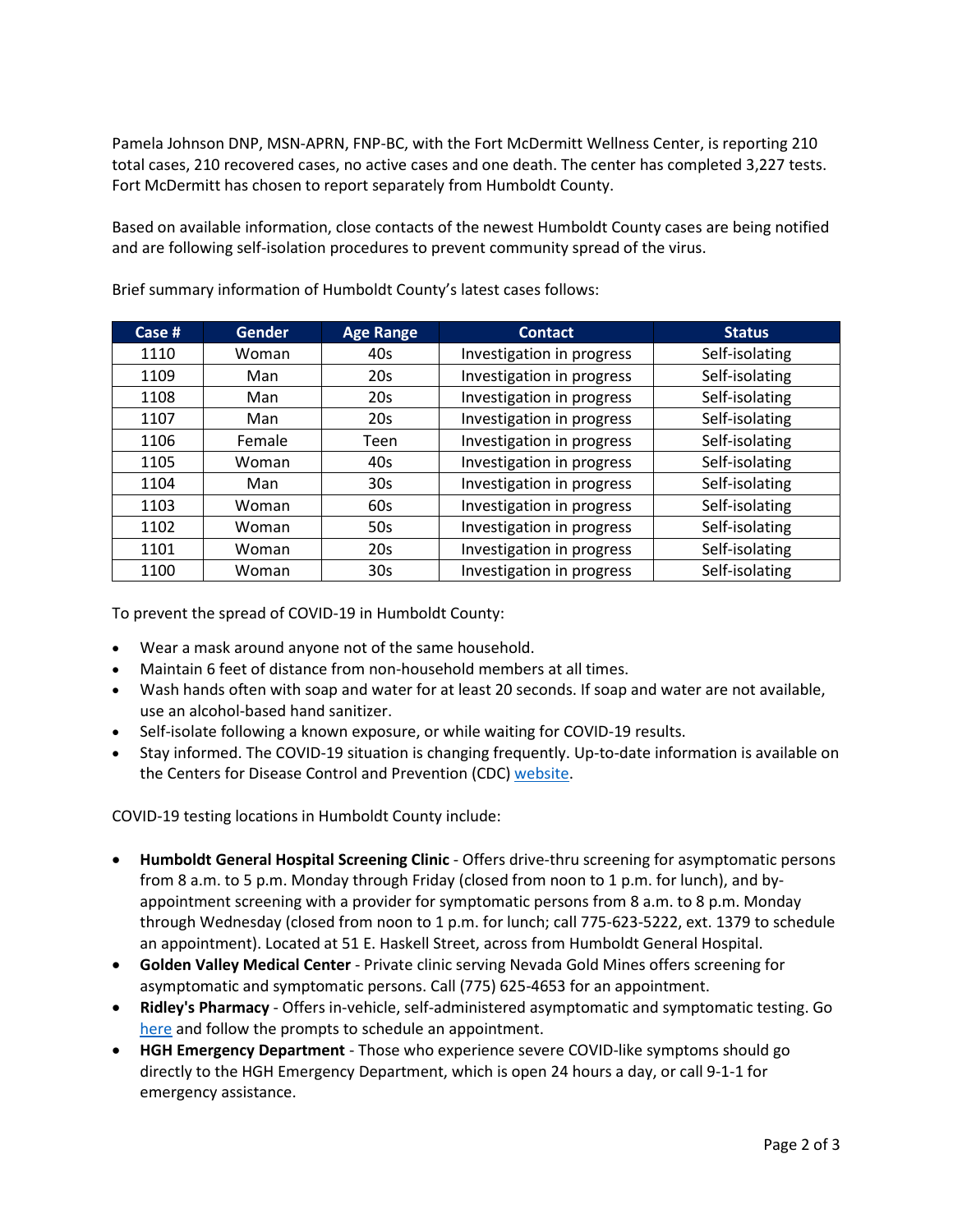Pamela Johnson DNP, MSN-APRN, FNP-BC, with the Fort McDermitt Wellness Center, is reporting 210 total cases, 210 recovered cases, no active cases and one death. The center has completed 3,227 tests. Fort McDermitt has chosen to report separately from Humboldt County.

Based on available information, close contacts of the newest Humboldt County cases are being notified and are following self-isolation procedures to prevent community spread of the virus.

Brief summary information of Humboldt County's latest cases follows:

| Case # | Gender | Age Range | Contact | Status |
|---|---|---|---|---|
| 1110 | Woman | 40s | Investigation in progress | Self-isolating |
| 1109 | Man | 20s | Investigation in progress | Self-isolating |
| 1108 | Man | 20s | Investigation in progress | Self-isolating |
| 1107 | Man | 20s | Investigation in progress | Self-isolating |
| 1106 | Female | Teen | Investigation in progress | Self-isolating |
| 1105 | Woman | 40s | Investigation in progress | Self-isolating |
| 1104 | Man | 30s | Investigation in progress | Self-isolating |
| 1103 | Woman | 60s | Investigation in progress | Self-isolating |
| 1102 | Woman | 50s | Investigation in progress | Self-isolating |
| 1101 | Woman | 20s | Investigation in progress | Self-isolating |
| 1100 | Woman | 30s | Investigation in progress | Self-isolating |

To prevent the spread of COVID-19 in Humboldt County:

- Wear a mask around anyone not of the same household.
- Maintain 6 feet of distance from non-household members at all times.
- Wash hands often with soap and water for at least 20 seconds. If soap and water are not available, use an alcohol-based hand sanitizer.
- Self-isolate following a known exposure, or while waiting for COVID-19 results.
- Stay informed. The COVID-19 situation is changing frequently. Up-to-date information is available on the Centers for Disease Control and Prevention (CDC) website.

COVID-19 testing locations in Humboldt County include:

- **Humboldt General Hospital Screening Clinic** - Offers drive-thru screening for asymptomatic persons from 8 a.m. to 5 p.m. Monday through Friday (closed from noon to 1 p.m. for lunch), and by-appointment screening with a provider for symptomatic persons from 8 a.m. to 8 p.m. Monday through Wednesday (closed from noon to 1 p.m. for lunch; call 775-623-5222, ext. 1379 to schedule an appointment). Located at 51 E. Haskell Street, across from Humboldt General Hospital.
- **Golden Valley Medical Center** - Private clinic serving Nevada Gold Mines offers screening for asymptomatic and symptomatic persons. Call (775) 625-4653 for an appointment.
- **Ridley's Pharmacy** - Offers in-vehicle, self-administered asymptomatic and symptomatic testing. Go here and follow the prompts to schedule an appointment.
- **HGH Emergency Department** - Those who experience severe COVID-like symptoms should go directly to the HGH Emergency Department, which is open 24 hours a day, or call 9-1-1 for emergency assistance.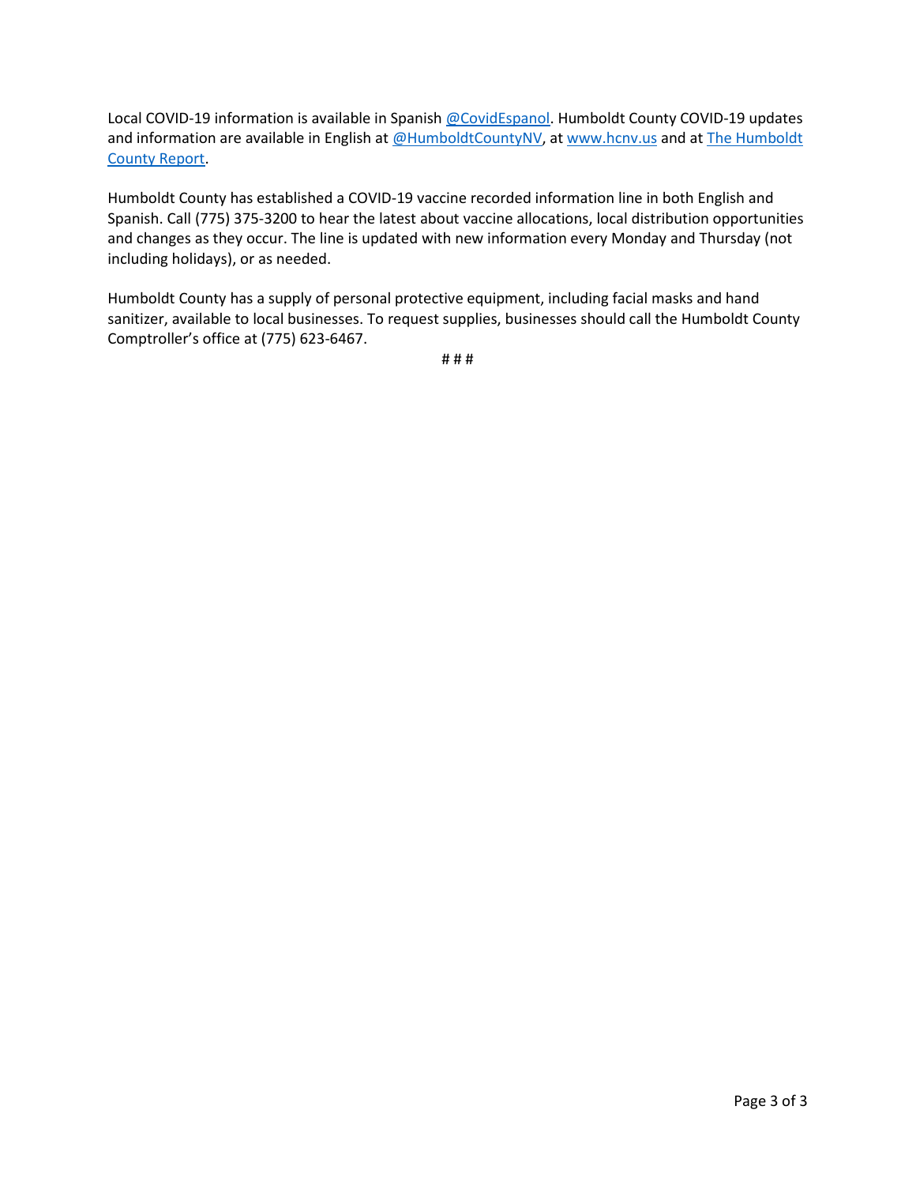Local COVID-19 information is available in Spanish @CovidEspanol. Humboldt County COVID-19 updates and information are available in English at @HumboldtCountyNV, at www.hcnv.us and at The Humboldt County Report.

Humboldt County has established a COVID-19 vaccine recorded information line in both English and Spanish. Call (775) 375-3200 to hear the latest about vaccine allocations, local distribution opportunities and changes as they occur. The line is updated with new information every Monday and Thursday (not including holidays), or as needed.

Humboldt County has a supply of personal protective equipment, including facial masks and hand sanitizer, available to local businesses. To request supplies, businesses should call the Humboldt County Comptroller's office at (775) 623-6467.

# # #